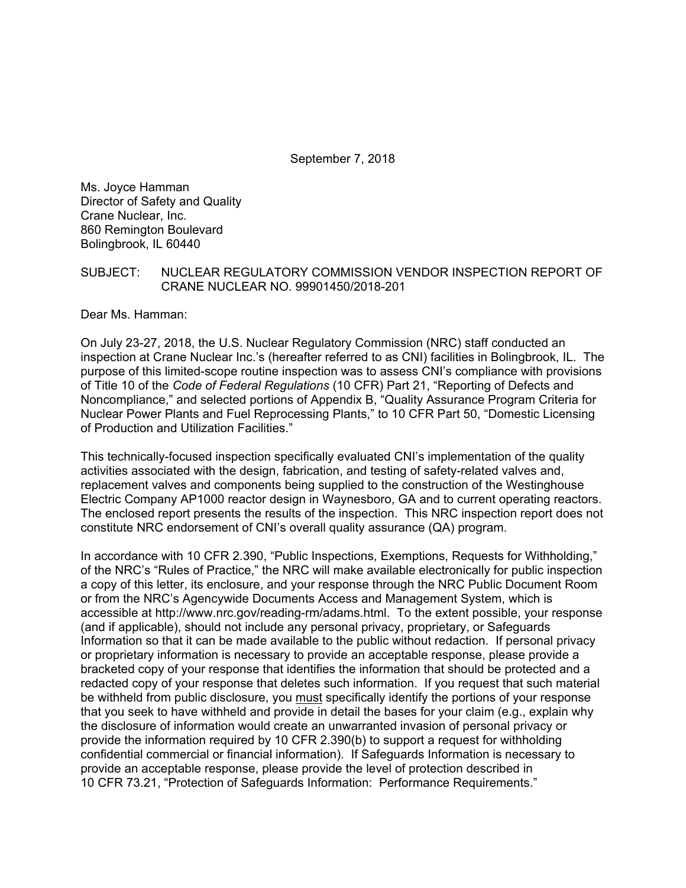September 7, 2018

Ms. Joyce Hamman  
Director of Safety and Quality  
Crane Nuclear, Inc.  
860 Remington Boulevard  
Bolingbrook, IL 60440

SUBJECT: NUCLEAR REGULATORY COMMISSION VENDOR INSPECTION REPORT OF CRANE NUCLEAR NO. 99901450/2018-201

Dear Ms. Hamman:

On July 23-27, 2018, the U.S. Nuclear Regulatory Commission (NRC) staff conducted an inspection at Crane Nuclear Inc.'s (hereafter referred to as CNI) facilities in Bolingbrook, IL. The purpose of this limited-scope routine inspection was to assess CNI's compliance with provisions of Title 10 of the *Code of Federal Regulations* (10 CFR) Part 21, "Reporting of Defects and Noncompliance," and selected portions of Appendix B, "Quality Assurance Program Criteria for Nuclear Power Plants and Fuel Reprocessing Plants," to 10 CFR Part 50, "Domestic Licensing of Production and Utilization Facilities."

This technically-focused inspection specifically evaluated CNI's implementation of the quality activities associated with the design, fabrication, and testing of safety-related valves and, replacement valves and components being supplied to the construction of the Westinghouse Electric Company AP1000 reactor design in Waynesboro, GA and to current operating reactors. The enclosed report presents the results of the inspection. This NRC inspection report does not constitute NRC endorsement of CNI's overall quality assurance (QA) program.

In accordance with 10 CFR 2.390, "Public Inspections, Exemptions, Requests for Withholding," of the NRC's "Rules of Practice," the NRC will make available electronically for public inspection a copy of this letter, its enclosure, and your response through the NRC Public Document Room or from the NRC's Agencywide Documents Access and Management System, which is accessible at http://www.nrc.gov/reading-rm/adams.html. To the extent possible, your response (and if applicable), should not include any personal privacy, proprietary, or Safeguards Information so that it can be made available to the public without redaction. If personal privacy or proprietary information is necessary to provide an acceptable response, please provide a bracketed copy of your response that identifies the information that should be protected and a redacted copy of your response that deletes such information. If you request that such material be withheld from public disclosure, you <u>must</u> specifically identify the portions of your response that you seek to have withheld and provide in detail the bases for your claim (e.g., explain why the disclosure of information would create an unwarranted invasion of personal privacy or provide the information required by 10 CFR 2.390(b) to support a request for withholding confidential commercial or financial information). If Safeguards Information is necessary to provide an acceptable response, please provide the level of protection described in 10 CFR 73.21, "Protection of Safeguards Information: Performance Requirements."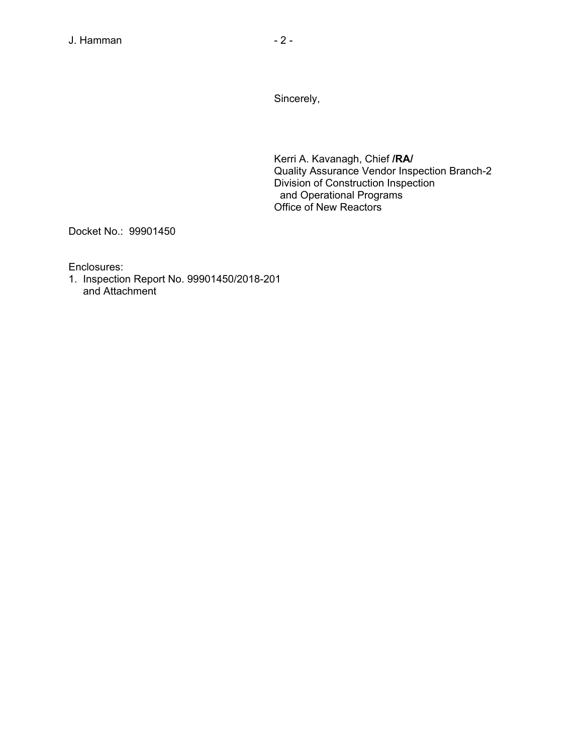Sincerely,

Kerri A. Kavanagh, Chief **/RA/**
Quality Assurance Vendor Inspection Branch-2
Division of Construction Inspection
and Operational Programs
Office of New Reactors

Docket No.: 99901450

Enclosures:
1. Inspection Report No. 99901450/2018-201
   and Attachment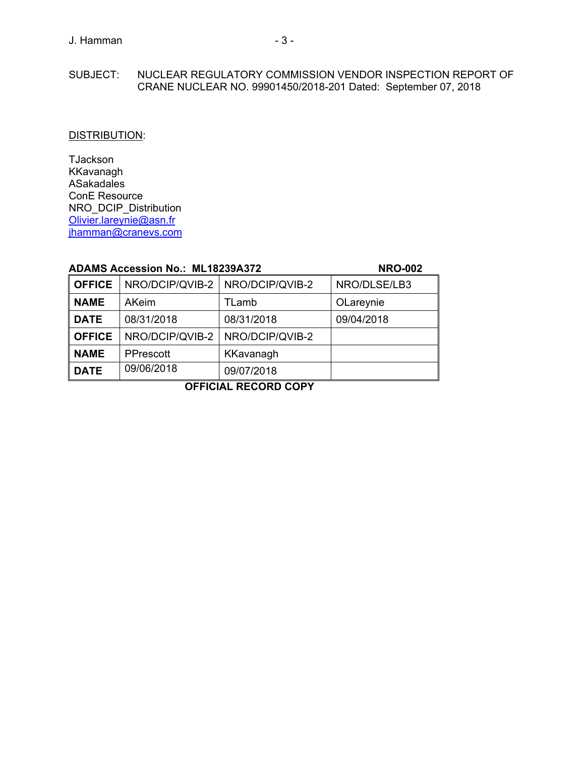SUBJECT: NUCLEAR REGULATORY COMMISSION VENDOR INSPECTION REPORT OF CRANE NUCLEAR NO. 99901450/2018-201 Dated: September 07, 2018

DISTRIBUTION:

TJackson
KKavanagh
ASakadales
ConE Resource
NRO_DCIP_Distribution
Olivier.lareynie@asn.fr
jhamman@cranevs.com

**ADAMS Accession No.: ML18239A372** **NRO-002**

| **OFFICE** | NRO/DCIP/QVIB-2 | NRO/DCIP/QVIB-2 | NRO/DLSE/LB3 |
|---|---|---|---|
| **NAME** | AKeim | TLamb | OLareynie |
| **DATE** | 08/31/2018 | 08/31/2018 | 09/04/2018 |
| **OFFICE** | NRO/DCIP/QVIB-2 | NRO/DCIP/QVIB-2 | |
| **NAME** | PPrescott | KKavanagh | |
| **DATE** | 09/06/2018 | 09/07/2018 | |

**OFFICIAL RECORD COPY**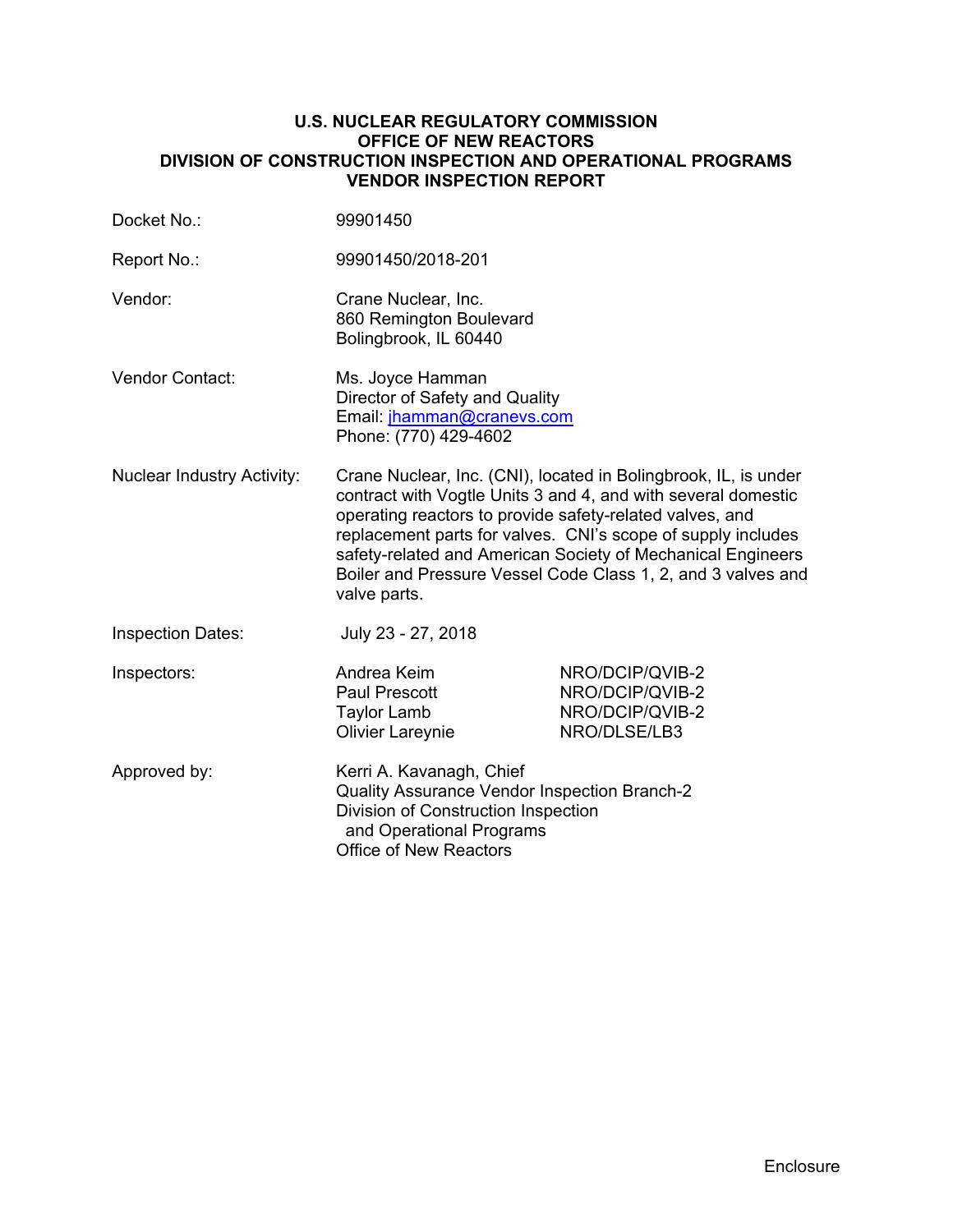**U.S. NUCLEAR REGULATORY COMMISSION**
**OFFICE OF NEW REACTORS**
**DIVISION OF CONSTRUCTION INSPECTION AND OPERATIONAL PROGRAMS**
**VENDOR INSPECTION REPORT**

| | |
|---|---|
| Docket No.: | 99901450 |
| Report No.: | 99901450/2018-201 |
| Vendor: | Crane Nuclear, Inc.<br>860 Remington Boulevard<br>Bolingbrook, IL 60440 |
| Vendor Contact: | Ms. Joyce Hamman<br>Director of Safety and Quality<br>Email: jhamman@cranevs.com<br>Phone: (770) 429-4602 |
| Nuclear Industry Activity: | Crane Nuclear, Inc. (CNI), located in Bolingbrook, IL, is under contract with Vogtle Units 3 and 4, and with several domestic operating reactors to provide safety-related valves, and replacement parts for valves. CNI's scope of supply includes safety-related and American Society of Mechanical Engineers Boiler and Pressure Vessel Code Class 1, 2, and 3 valves and valve parts. |
| Inspection Dates: | July 23 - 27, 2018 |

| | | |
|---|---|---|
| Inspectors: | Andrea Keim | NRO/DCIP/QVIB-2 |
| | Paul Prescott | NRO/DCIP/QVIB-2 |
| | Taylor Lamb | NRO/DCIP/QVIB-2 |
| | Olivier Lareynie | NRO/DLSE/LB3 |

| | |
|---|---|
| Approved by: | Kerri A. Kavanagh, Chief<br>Quality Assurance Vendor Inspection Branch-2<br>Division of Construction Inspection<br>and Operational Programs<br>Office of New Reactors |

Enclosure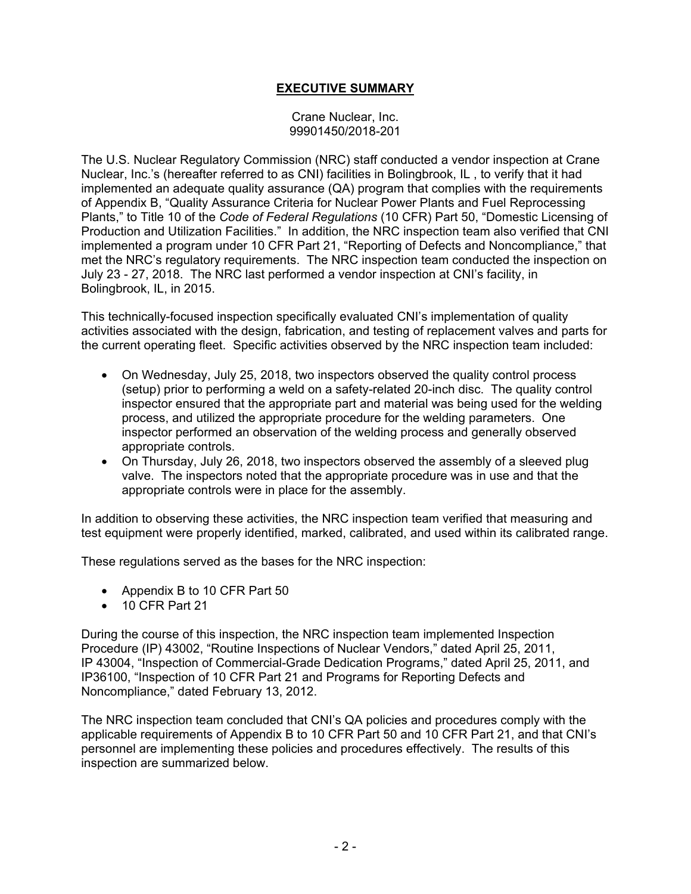## EXECUTIVE SUMMARY

Crane Nuclear, Inc.
99901450/2018-201

The U.S. Nuclear Regulatory Commission (NRC) staff conducted a vendor inspection at Crane Nuclear, Inc.'s (hereafter referred to as CNI) facilities in Bolingbrook, IL , to verify that it had implemented an adequate quality assurance (QA) program that complies with the requirements of Appendix B, "Quality Assurance Criteria for Nuclear Power Plants and Fuel Reprocessing Plants," to Title 10 of the *Code of Federal Regulations* (10 CFR) Part 50, "Domestic Licensing of Production and Utilization Facilities." In addition, the NRC inspection team also verified that CNI implemented a program under 10 CFR Part 21, "Reporting of Defects and Noncompliance," that met the NRC's regulatory requirements. The NRC inspection team conducted the inspection on July 23 - 27, 2018. The NRC last performed a vendor inspection at CNI's facility, in Bolingbrook, IL, in 2015.

This technically-focused inspection specifically evaluated CNI's implementation of quality activities associated with the design, fabrication, and testing of replacement valves and parts for the current operating fleet. Specific activities observed by the NRC inspection team included:

- On Wednesday, July 25, 2018, two inspectors observed the quality control process (setup) prior to performing a weld on a safety-related 20-inch disc. The quality control inspector ensured that the appropriate part and material was being used for the welding process, and utilized the appropriate procedure for the welding parameters. One inspector performed an observation of the welding process and generally observed appropriate controls.
- On Thursday, July 26, 2018, two inspectors observed the assembly of a sleeved plug valve. The inspectors noted that the appropriate procedure was in use and that the appropriate controls were in place for the assembly.

In addition to observing these activities, the NRC inspection team verified that measuring and test equipment were properly identified, marked, calibrated, and used within its calibrated range.

These regulations served as the bases for the NRC inspection:

- Appendix B to 10 CFR Part 50
- 10 CFR Part 21

During the course of this inspection, the NRC inspection team implemented Inspection Procedure (IP) 43002, "Routine Inspections of Nuclear Vendors," dated April 25, 2011, IP 43004, "Inspection of Commercial-Grade Dedication Programs," dated April 25, 2011, and IP36100, "Inspection of 10 CFR Part 21 and Programs for Reporting Defects and Noncompliance," dated February 13, 2012.

The NRC inspection team concluded that CNI's QA policies and procedures comply with the applicable requirements of Appendix B to 10 CFR Part 50 and 10 CFR Part 21, and that CNI's personnel are implementing these policies and procedures effectively. The results of this inspection are summarized below.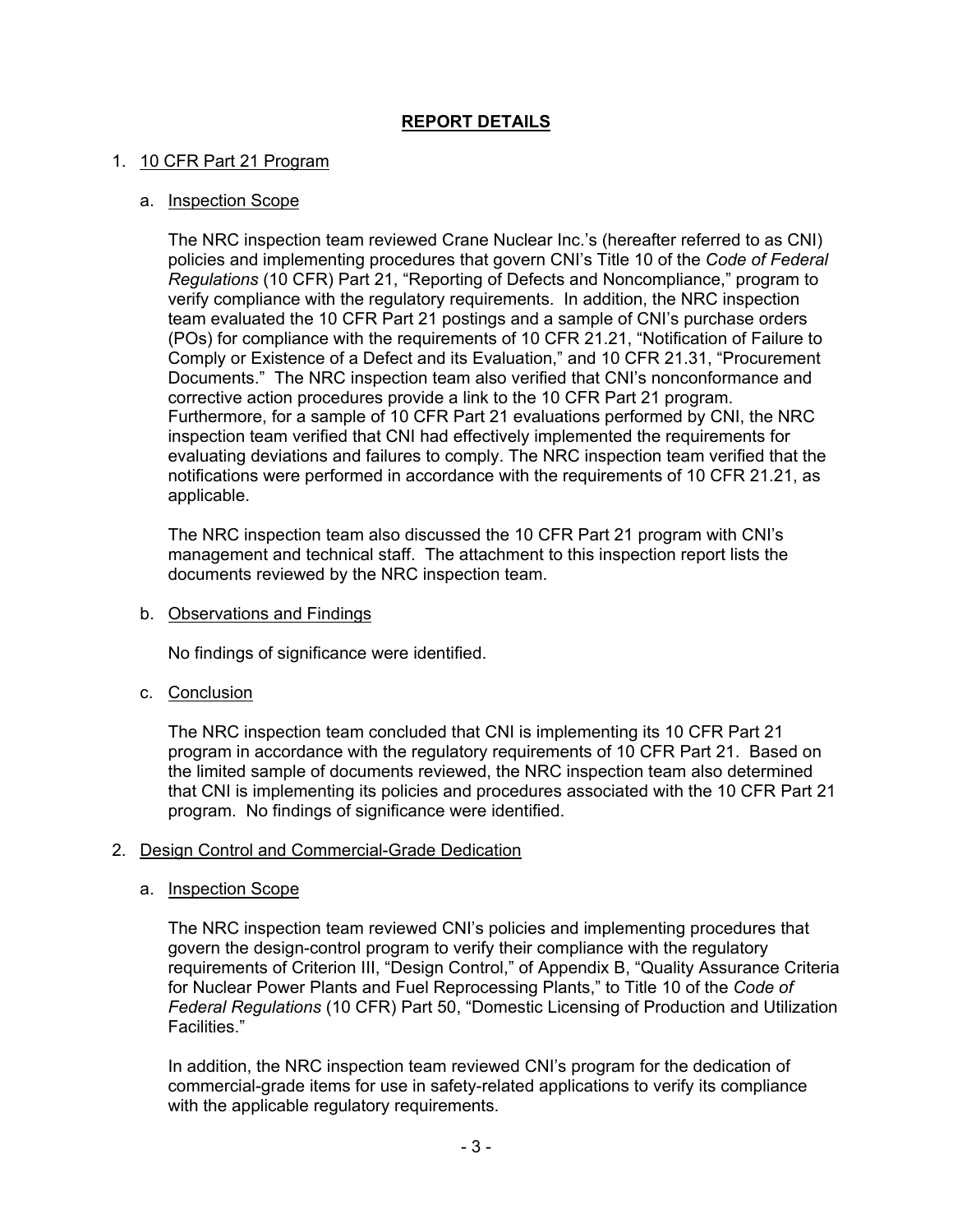# REPORT DETAILS

1. 10 CFR Part 21 Program

   a. Inspection Scope

   The NRC inspection team reviewed Crane Nuclear Inc.'s (hereafter referred to as CNI) policies and implementing procedures that govern CNI's Title 10 of the *Code of Federal Regulations* (10 CFR) Part 21, "Reporting of Defects and Noncompliance," program to verify compliance with the regulatory requirements. In addition, the NRC inspection team evaluated the 10 CFR Part 21 postings and a sample of CNI's purchase orders (POs) for compliance with the requirements of 10 CFR 21.21, "Notification of Failure to Comply or Existence of a Defect and its Evaluation," and 10 CFR 21.31, "Procurement Documents." The NRC inspection team also verified that CNI's nonconformance and corrective action procedures provide a link to the 10 CFR Part 21 program. Furthermore, for a sample of 10 CFR Part 21 evaluations performed by CNI, the NRC inspection team verified that CNI had effectively implemented the requirements for evaluating deviations and failures to comply. The NRC inspection team verified that the notifications were performed in accordance with the requirements of 10 CFR 21.21, as applicable.

   The NRC inspection team also discussed the 10 CFR Part 21 program with CNI's management and technical staff. The attachment to this inspection report lists the documents reviewed by the NRC inspection team.

   b. Observations and Findings

   No findings of significance were identified.

   c. Conclusion

   The NRC inspection team concluded that CNI is implementing its 10 CFR Part 21 program in accordance with the regulatory requirements of 10 CFR Part 21. Based on the limited sample of documents reviewed, the NRC inspection team also determined that CNI is implementing its policies and procedures associated with the 10 CFR Part 21 program. No findings of significance were identified.

2. Design Control and Commercial-Grade Dedication

   a. Inspection Scope

   The NRC inspection team reviewed CNI's policies and implementing procedures that govern the design-control program to verify their compliance with the regulatory requirements of Criterion III, "Design Control," of Appendix B, "Quality Assurance Criteria for Nuclear Power Plants and Fuel Reprocessing Plants," to Title 10 of the *Code of Federal Regulations* (10 CFR) Part 50, "Domestic Licensing of Production and Utilization Facilities."

   In addition, the NRC inspection team reviewed CNI's program for the dedication of commercial-grade items for use in safety-related applications to verify its compliance with the applicable regulatory requirements.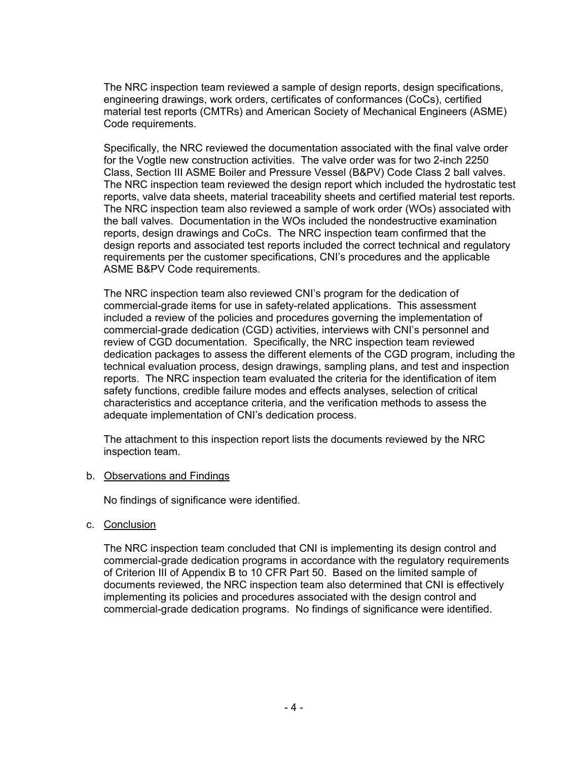The NRC inspection team reviewed a sample of design reports, design specifications, engineering drawings, work orders, certificates of conformances (CoCs), certified material test reports (CMTRs) and American Society of Mechanical Engineers (ASME) Code requirements.

Specifically, the NRC reviewed the documentation associated with the final valve order for the Vogtle new construction activities. The valve order was for two 2-inch 2250 Class, Section III ASME Boiler and Pressure Vessel (B&PV) Code Class 2 ball valves. The NRC inspection team reviewed the design report which included the hydrostatic test reports, valve data sheets, material traceability sheets and certified material test reports. The NRC inspection team also reviewed a sample of work order (WOs) associated with the ball valves. Documentation in the WOs included the nondestructive examination reports, design drawings and CoCs. The NRC inspection team confirmed that the design reports and associated test reports included the correct technical and regulatory requirements per the customer specifications, CNI's procedures and the applicable ASME B&PV Code requirements.

The NRC inspection team also reviewed CNI's program for the dedication of commercial-grade items for use in safety-related applications. This assessment included a review of the policies and procedures governing the implementation of commercial-grade dedication (CGD) activities, interviews with CNI's personnel and review of CGD documentation. Specifically, the NRC inspection team reviewed dedication packages to assess the different elements of the CGD program, including the technical evaluation process, design drawings, sampling plans, and test and inspection reports. The NRC inspection team evaluated the criteria for the identification of item safety functions, credible failure modes and effects analyses, selection of critical characteristics and acceptance criteria, and the verification methods to assess the adequate implementation of CNI's dedication process.

The attachment to this inspection report lists the documents reviewed by the NRC inspection team.

b. Observations and Findings

No findings of significance were identified.

c. Conclusion

The NRC inspection team concluded that CNI is implementing its design control and commercial-grade dedication programs in accordance with the regulatory requirements of Criterion III of Appendix B to 10 CFR Part 50. Based on the limited sample of documents reviewed, the NRC inspection team also determined that CNI is effectively implementing its policies and procedures associated with the design control and commercial-grade dedication programs. No findings of significance were identified.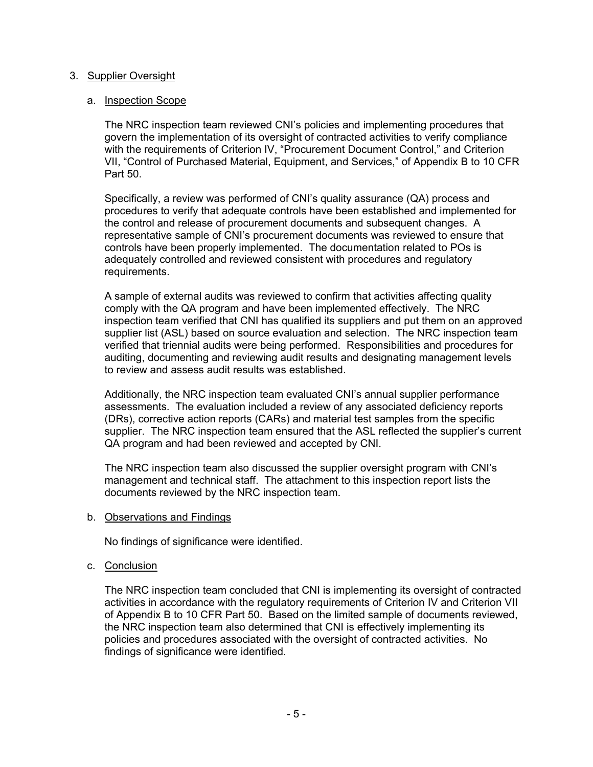## 3. Supplier Oversight

### a. Inspection Scope

The NRC inspection team reviewed CNI's policies and implementing procedures that govern the implementation of its oversight of contracted activities to verify compliance with the requirements of Criterion IV, "Procurement Document Control," and Criterion VII, "Control of Purchased Material, Equipment, and Services," of Appendix B to 10 CFR Part 50.

Specifically, a review was performed of CNI's quality assurance (QA) process and procedures to verify that adequate controls have been established and implemented for the control and release of procurement documents and subsequent changes. A representative sample of CNI's procurement documents was reviewed to ensure that controls have been properly implemented. The documentation related to POs is adequately controlled and reviewed consistent with procedures and regulatory requirements.

A sample of external audits was reviewed to confirm that activities affecting quality comply with the QA program and have been implemented effectively. The NRC inspection team verified that CNI has qualified its suppliers and put them on an approved supplier list (ASL) based on source evaluation and selection. The NRC inspection team verified that triennial audits were being performed. Responsibilities and procedures for auditing, documenting and reviewing audit results and designating management levels to review and assess audit results was established.

Additionally, the NRC inspection team evaluated CNI's annual supplier performance assessments. The evaluation included a review of any associated deficiency reports (DRs), corrective action reports (CARs) and material test samples from the specific supplier. The NRC inspection team ensured that the ASL reflected the supplier's current QA program and had been reviewed and accepted by CNI.

The NRC inspection team also discussed the supplier oversight program with CNI's management and technical staff. The attachment to this inspection report lists the documents reviewed by the NRC inspection team.

### b. Observations and Findings

No findings of significance were identified.

### c. Conclusion

The NRC inspection team concluded that CNI is implementing its oversight of contracted activities in accordance with the regulatory requirements of Criterion IV and Criterion VII of Appendix B to 10 CFR Part 50. Based on the limited sample of documents reviewed, the NRC inspection team also determined that CNI is effectively implementing its policies and procedures associated with the oversight of contracted activities. No findings of significance were identified.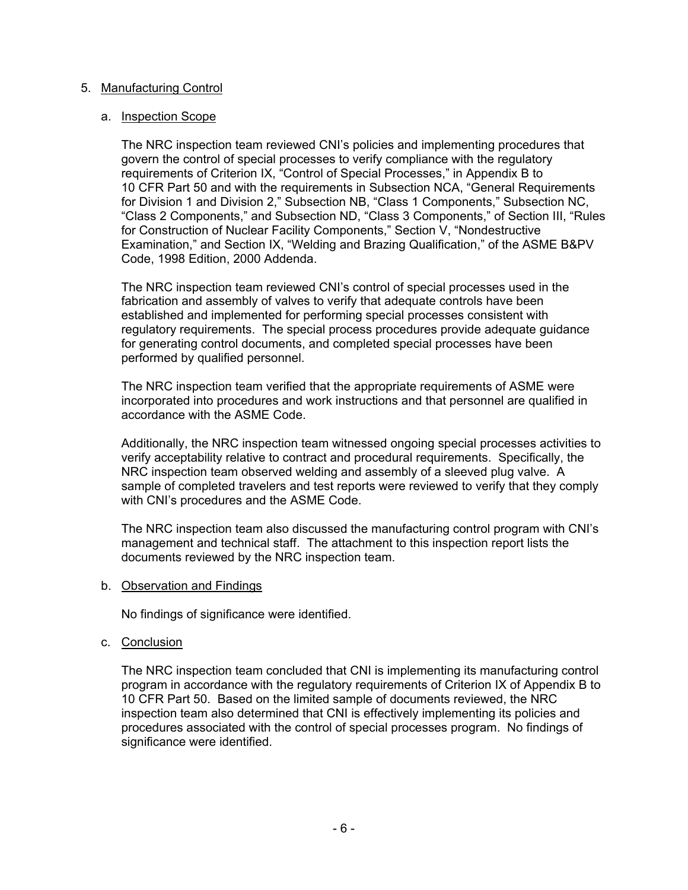5. Manufacturing Control

   a. Inspection Scope

      The NRC inspection team reviewed CNI's policies and implementing procedures that govern the control of special processes to verify compliance with the regulatory requirements of Criterion IX, "Control of Special Processes," in Appendix B to 10 CFR Part 50 and with the requirements in Subsection NCA, "General Requirements for Division 1 and Division 2," Subsection NB, "Class 1 Components," Subsection NC, "Class 2 Components," and Subsection ND, "Class 3 Components," of Section III, "Rules for Construction of Nuclear Facility Components," Section V, "Nondestructive Examination," and Section IX, "Welding and Brazing Qualification," of the ASME B&PV Code, 1998 Edition, 2000 Addenda.

      The NRC inspection team reviewed CNI's control of special processes used in the fabrication and assembly of valves to verify that adequate controls have been established and implemented for performing special processes consistent with regulatory requirements. The special process procedures provide adequate guidance for generating control documents, and completed special processes have been performed by qualified personnel.

      The NRC inspection team verified that the appropriate requirements of ASME were incorporated into procedures and work instructions and that personnel are qualified in accordance with the ASME Code.

      Additionally, the NRC inspection team witnessed ongoing special processes activities to verify acceptability relative to contract and procedural requirements. Specifically, the NRC inspection team observed welding and assembly of a sleeved plug valve. A sample of completed travelers and test reports were reviewed to verify that they comply with CNI's procedures and the ASME Code.

      The NRC inspection team also discussed the manufacturing control program with CNI's management and technical staff. The attachment to this inspection report lists the documents reviewed by the NRC inspection team.

   b. Observation and Findings

      No findings of significance were identified.

   c. Conclusion

      The NRC inspection team concluded that CNI is implementing its manufacturing control program in accordance with the regulatory requirements of Criterion IX of Appendix B to 10 CFR Part 50. Based on the limited sample of documents reviewed, the NRC inspection team also determined that CNI is effectively implementing its policies and procedures associated with the control of special processes program. No findings of significance were identified.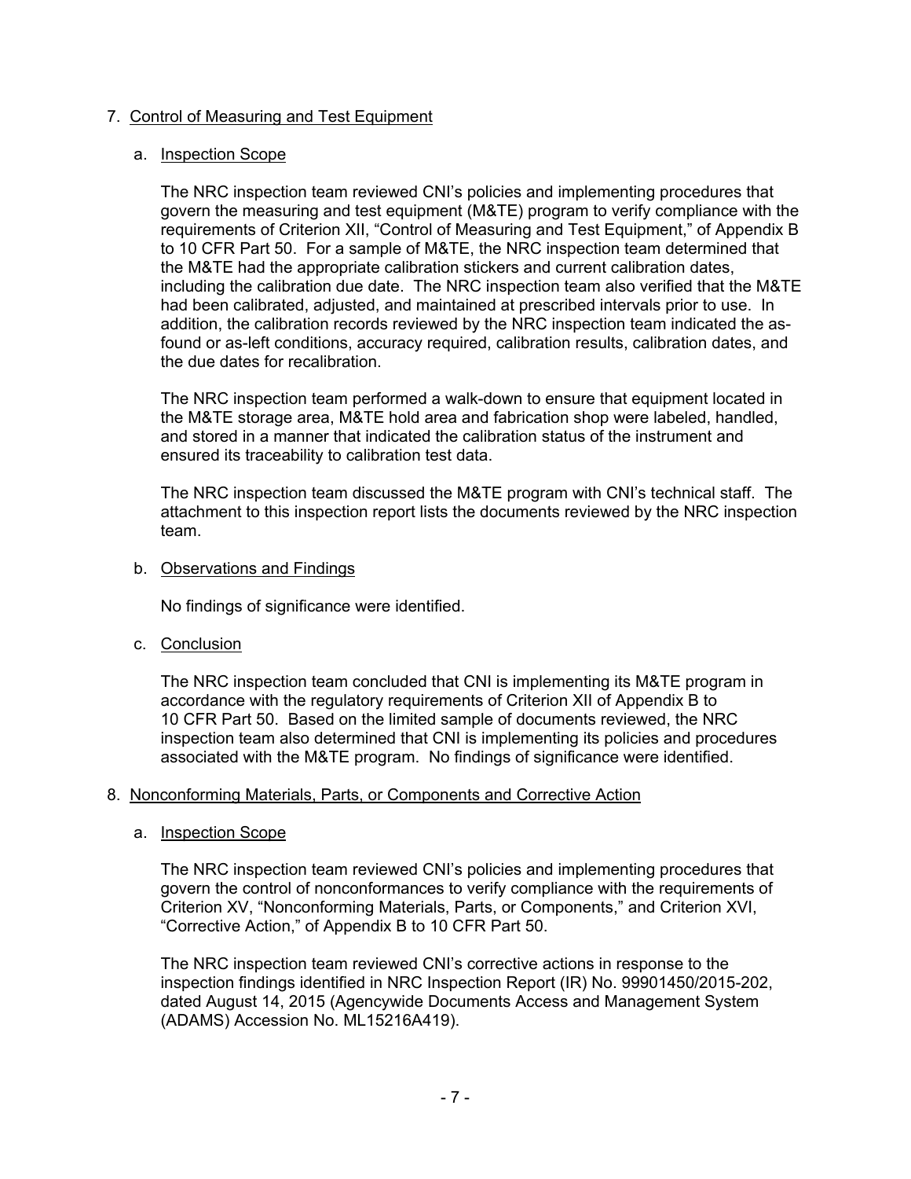7. Control of Measuring and Test Equipment

   a. Inspection Scope

      The NRC inspection team reviewed CNI's policies and implementing procedures that govern the measuring and test equipment (M&TE) program to verify compliance with the requirements of Criterion XII, "Control of Measuring and Test Equipment," of Appendix B to 10 CFR Part 50. For a sample of M&TE, the NRC inspection team determined that the M&TE had the appropriate calibration stickers and current calibration dates, including the calibration due date. The NRC inspection team also verified that the M&TE had been calibrated, adjusted, and maintained at prescribed intervals prior to use. In addition, the calibration records reviewed by the NRC inspection team indicated the as-found or as-left conditions, accuracy required, calibration results, calibration dates, and the due dates for recalibration.

      The NRC inspection team performed a walk-down to ensure that equipment located in the M&TE storage area, M&TE hold area and fabrication shop were labeled, handled, and stored in a manner that indicated the calibration status of the instrument and ensured its traceability to calibration test data.

      The NRC inspection team discussed the M&TE program with CNI's technical staff. The attachment to this inspection report lists the documents reviewed by the NRC inspection team.

   b. Observations and Findings

      No findings of significance were identified.

   c. Conclusion

      The NRC inspection team concluded that CNI is implementing its M&TE program in accordance with the regulatory requirements of Criterion XII of Appendix B to 10 CFR Part 50. Based on the limited sample of documents reviewed, the NRC inspection team also determined that CNI is implementing its policies and procedures associated with the M&TE program. No findings of significance were identified.

8. Nonconforming Materials, Parts, or Components and Corrective Action

   a. Inspection Scope

      The NRC inspection team reviewed CNI's policies and implementing procedures that govern the control of nonconformances to verify compliance with the requirements of Criterion XV, "Nonconforming Materials, Parts, or Components," and Criterion XVI, "Corrective Action," of Appendix B to 10 CFR Part 50.

      The NRC inspection team reviewed CNI's corrective actions in response to the inspection findings identified in NRC Inspection Report (IR) No. 99901450/2015-202, dated August 14, 2015 (Agencywide Documents Access and Management System (ADAMS) Accession No. ML15216A419).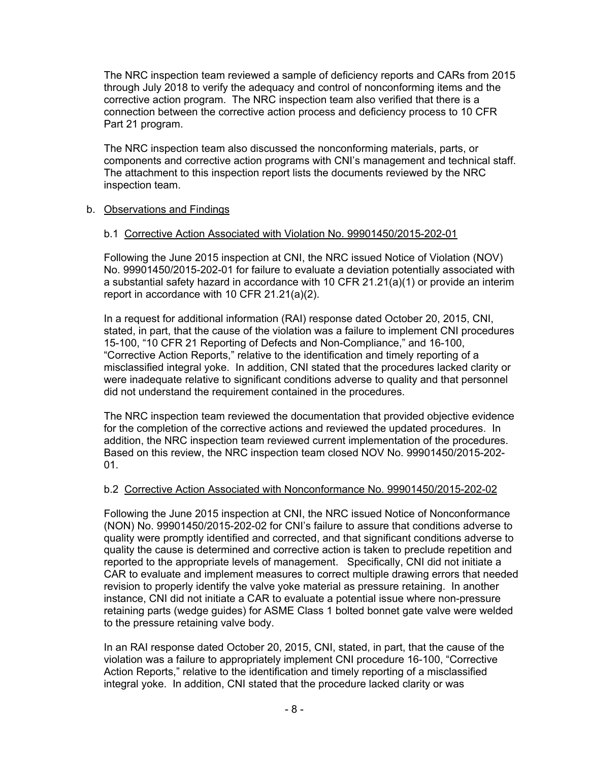The NRC inspection team reviewed a sample of deficiency reports and CARs from 2015 through July 2018 to verify the adequacy and control of nonconforming items and the corrective action program. The NRC inspection team also verified that there is a connection between the corrective action process and deficiency process to 10 CFR Part 21 program.

The NRC inspection team also discussed the nonconforming materials, parts, or components and corrective action programs with CNI's management and technical staff. The attachment to this inspection report lists the documents reviewed by the NRC inspection team.

b. Observations and Findings

b.1 Corrective Action Associated with Violation No. 99901450/2015-202-01

Following the June 2015 inspection at CNI, the NRC issued Notice of Violation (NOV) No. 99901450/2015-202-01 for failure to evaluate a deviation potentially associated with a substantial safety hazard in accordance with 10 CFR 21.21(a)(1) or provide an interim report in accordance with 10 CFR 21.21(a)(2).

In a request for additional information (RAI) response dated October 20, 2015, CNI, stated, in part, that the cause of the violation was a failure to implement CNI procedures 15-100, "10 CFR 21 Reporting of Defects and Non-Compliance," and 16-100, "Corrective Action Reports," relative to the identification and timely reporting of a misclassified integral yoke. In addition, CNI stated that the procedures lacked clarity or were inadequate relative to significant conditions adverse to quality and that personnel did not understand the requirement contained in the procedures.

The NRC inspection team reviewed the documentation that provided objective evidence for the completion of the corrective actions and reviewed the updated procedures. In addition, the NRC inspection team reviewed current implementation of the procedures. Based on this review, the NRC inspection team closed NOV No. 99901450/2015-202-01.

b.2 Corrective Action Associated with Nonconformance No. 99901450/2015-202-02

Following the June 2015 inspection at CNI, the NRC issued Notice of Nonconformance (NON) No. 99901450/2015-202-02 for CNI's failure to assure that conditions adverse to quality were promptly identified and corrected, and that significant conditions adverse to quality the cause is determined and corrective action is taken to preclude repetition and reported to the appropriate levels of management. Specifically, CNI did not initiate a CAR to evaluate and implement measures to correct multiple drawing errors that needed revision to properly identify the valve yoke material as pressure retaining. In another instance, CNI did not initiate a CAR to evaluate a potential issue where non-pressure retaining parts (wedge guides) for ASME Class 1 bolted bonnet gate valve were welded to the pressure retaining valve body.

In an RAI response dated October 20, 2015, CNI, stated, in part, that the cause of the violation was a failure to appropriately implement CNI procedure 16-100, "Corrective Action Reports," relative to the identification and timely reporting of a misclassified integral yoke. In addition, CNI stated that the procedure lacked clarity or was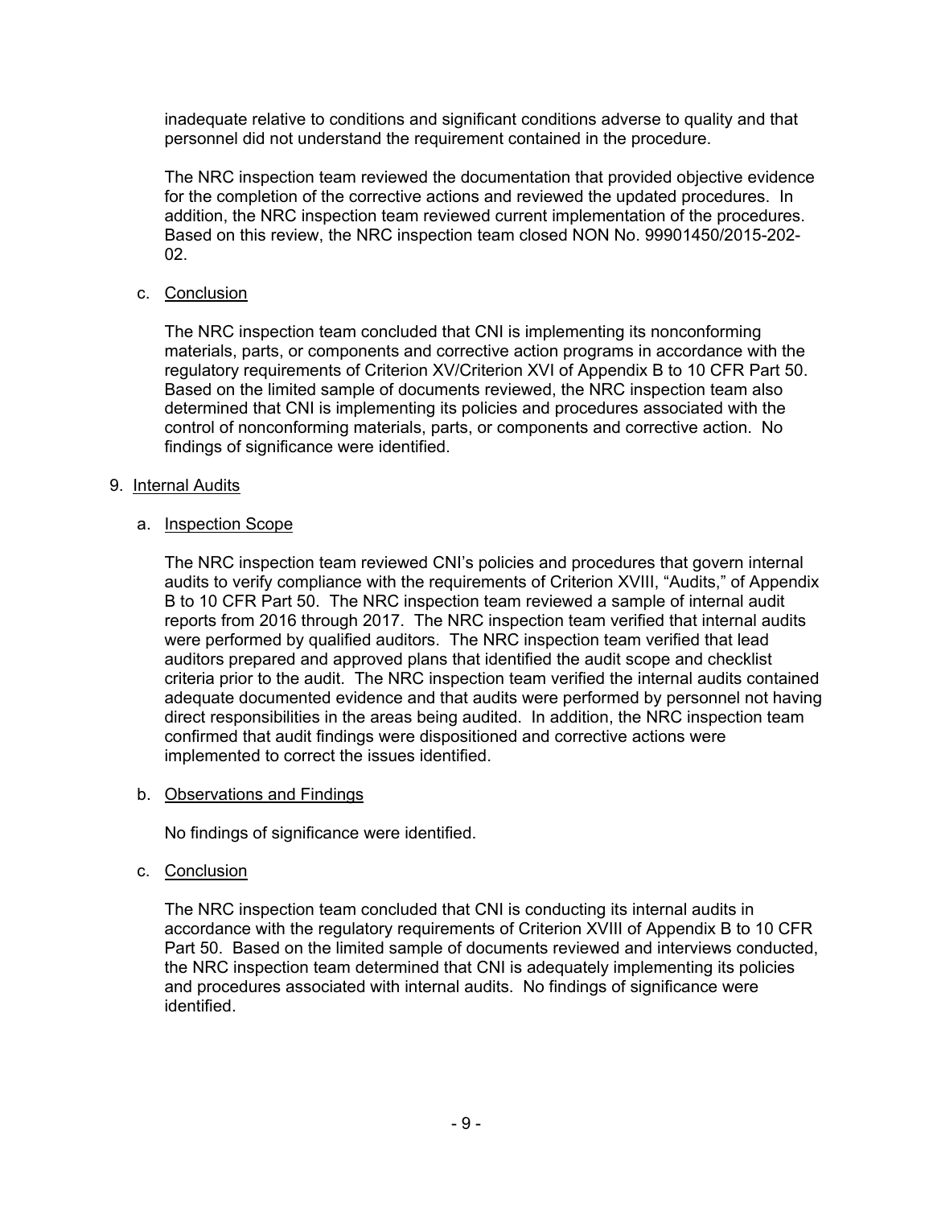inadequate relative to conditions and significant conditions adverse to quality and that personnel did not understand the requirement contained in the procedure.

The NRC inspection team reviewed the documentation that provided objective evidence for the completion of the corrective actions and reviewed the updated procedures. In addition, the NRC inspection team reviewed current implementation of the procedures. Based on this review, the NRC inspection team closed NON No. 99901450/2015-202-02.

c. Conclusion

The NRC inspection team concluded that CNI is implementing its nonconforming materials, parts, or components and corrective action programs in accordance with the regulatory requirements of Criterion XV/Criterion XVI of Appendix B to 10 CFR Part 50. Based on the limited sample of documents reviewed, the NRC inspection team also determined that CNI is implementing its policies and procedures associated with the control of nonconforming materials, parts, or components and corrective action. No findings of significance were identified.

9. Internal Audits

a. Inspection Scope

The NRC inspection team reviewed CNI's policies and procedures that govern internal audits to verify compliance with the requirements of Criterion XVIII, "Audits," of Appendix B to 10 CFR Part 50. The NRC inspection team reviewed a sample of internal audit reports from 2016 through 2017. The NRC inspection team verified that internal audits were performed by qualified auditors. The NRC inspection team verified that lead auditors prepared and approved plans that identified the audit scope and checklist criteria prior to the audit. The NRC inspection team verified the internal audits contained adequate documented evidence and that audits were performed by personnel not having direct responsibilities in the areas being audited. In addition, the NRC inspection team confirmed that audit findings were dispositioned and corrective actions were implemented to correct the issues identified.

b. Observations and Findings

No findings of significance were identified.

c. Conclusion

The NRC inspection team concluded that CNI is conducting its internal audits in accordance with the regulatory requirements of Criterion XVIII of Appendix B to 10 CFR Part 50. Based on the limited sample of documents reviewed and interviews conducted, the NRC inspection team determined that CNI is adequately implementing its policies and procedures associated with internal audits. No findings of significance were identified.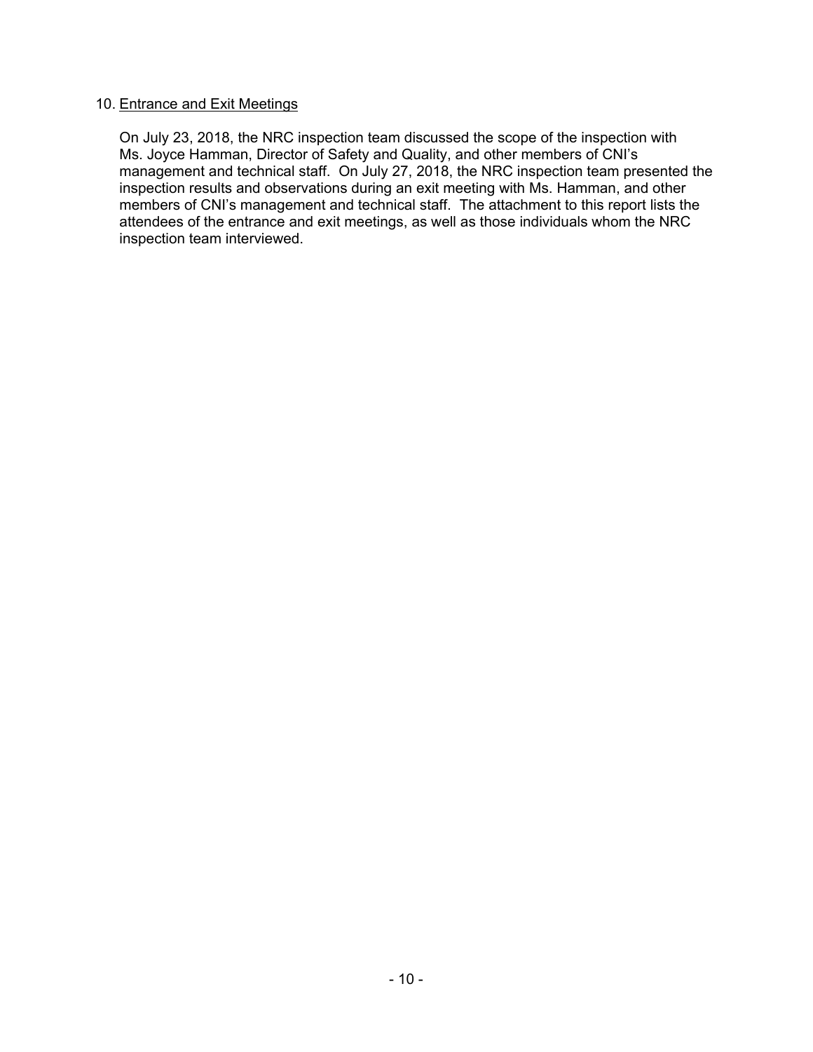## 10. Entrance and Exit Meetings

On July 23, 2018, the NRC inspection team discussed the scope of the inspection with Ms. Joyce Hamman, Director of Safety and Quality, and other members of CNI's management and technical staff. On July 27, 2018, the NRC inspection team presented the inspection results and observations during an exit meeting with Ms. Hamman, and other members of CNI's management and technical staff. The attachment to this report lists the attendees of the entrance and exit meetings, as well as those individuals whom the NRC inspection team interviewed.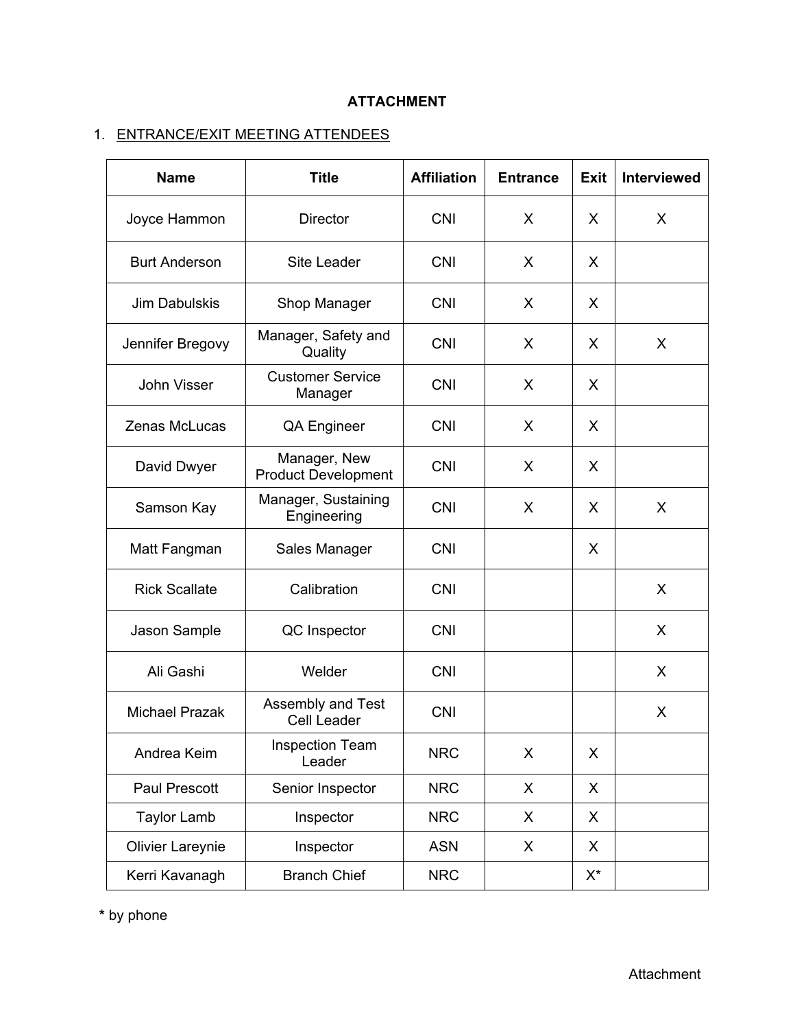# ATTACHMENT

1. ENTRANCE/EXIT MEETING ATTENDEES

| Name | Title | Affiliation | Entrance | Exit | Interviewed |
|---|---|---|---|---|---|
| Joyce Hammon | Director | CNI | X | X | X |
| Burt Anderson | Site Leader | CNI | X | X | |
| Jim Dabulskis | Shop Manager | CNI | X | X | |
| Jennifer Bregovy | Manager, Safety and Quality | CNI | X | X | X |
| John Visser | Customer Service Manager | CNI | X | X | |
| Zenas McLucas | QA Engineer | CNI | X | X | |
| David Dwyer | Manager, New Product Development | CNI | X | X | |
| Samson Kay | Manager, Sustaining Engineering | CNI | X | X | X |
| Matt Fangman | Sales Manager | CNI | | X | |
| Rick Scallate | Calibration | CNI | | | X |
| Jason Sample | QC Inspector | CNI | | | X |
| Ali Gashi | Welder | CNI | | | X |
| Michael Prazak | Assembly and Test Cell Leader | CNI | | | X |
| Andrea Keim | Inspection Team Leader | NRC | X | X | |
| Paul Prescott | Senior Inspector | NRC | X | X | |
| Taylor Lamb | Inspector | NRC | X | X | |
| Olivier Lareynie | Inspector | ASN | X | X | |
| Kerri Kavanagh | Branch Chief | NRC | | X* | |

**\*** by phone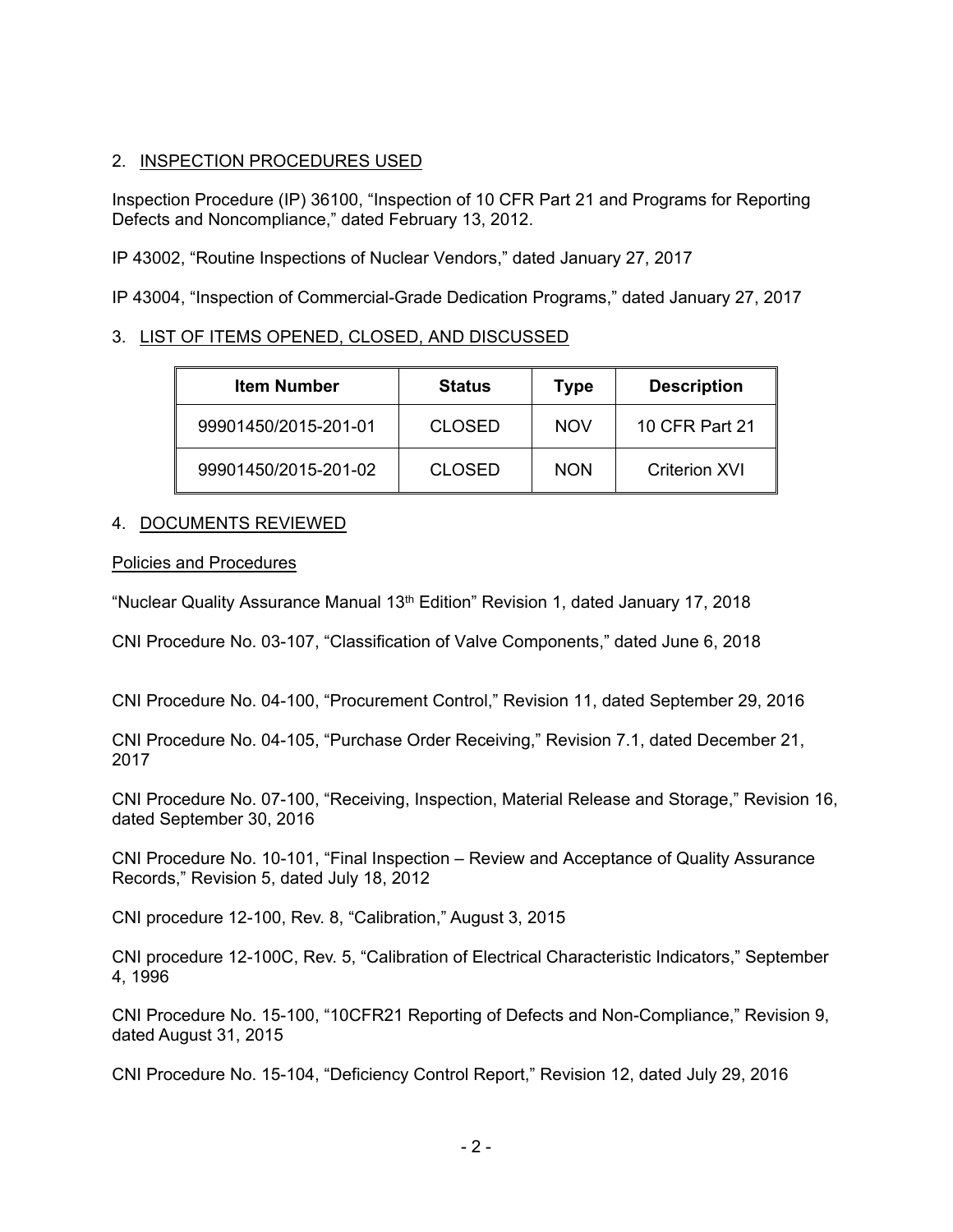## 2. INSPECTION PROCEDURES USED

Inspection Procedure (IP) 36100, "Inspection of 10 CFR Part 21 and Programs for Reporting Defects and Noncompliance," dated February 13, 2012.

IP 43002, "Routine Inspections of Nuclear Vendors," dated January 27, 2017

IP 43004, "Inspection of Commercial-Grade Dedication Programs," dated January 27, 2017

## 3. LIST OF ITEMS OPENED, CLOSED, AND DISCUSSED

| Item Number | Status | Type | Description |
|---|---|---|---|
| 99901450/2015-201-01 | CLOSED | NOV | 10 CFR Part 21 |
| 99901450/2015-201-02 | CLOSED | NON | Criterion XVI |

## 4. DOCUMENTS REVIEWED

### Policies and Procedures

"Nuclear Quality Assurance Manual 13th Edition" Revision 1, dated January 17, 2018

CNI Procedure No. 03-107, "Classification of Valve Components," dated June 6, 2018

CNI Procedure No. 04-100, "Procurement Control," Revision 11, dated September 29, 2016

CNI Procedure No. 04-105, "Purchase Order Receiving," Revision 7.1, dated December 21, 2017

CNI Procedure No. 07-100, "Receiving, Inspection, Material Release and Storage," Revision 16, dated September 30, 2016

CNI Procedure No. 10-101, "Final Inspection – Review and Acceptance of Quality Assurance Records," Revision 5, dated July 18, 2012

CNI procedure 12-100, Rev. 8, "Calibration," August 3, 2015

CNI procedure 12-100C, Rev. 5, "Calibration of Electrical Characteristic Indicators," September 4, 1996

CNI Procedure No. 15-100, "10CFR21 Reporting of Defects and Non-Compliance," Revision 9, dated August 31, 2015

CNI Procedure No. 15-104, "Deficiency Control Report," Revision 12, dated July 29, 2016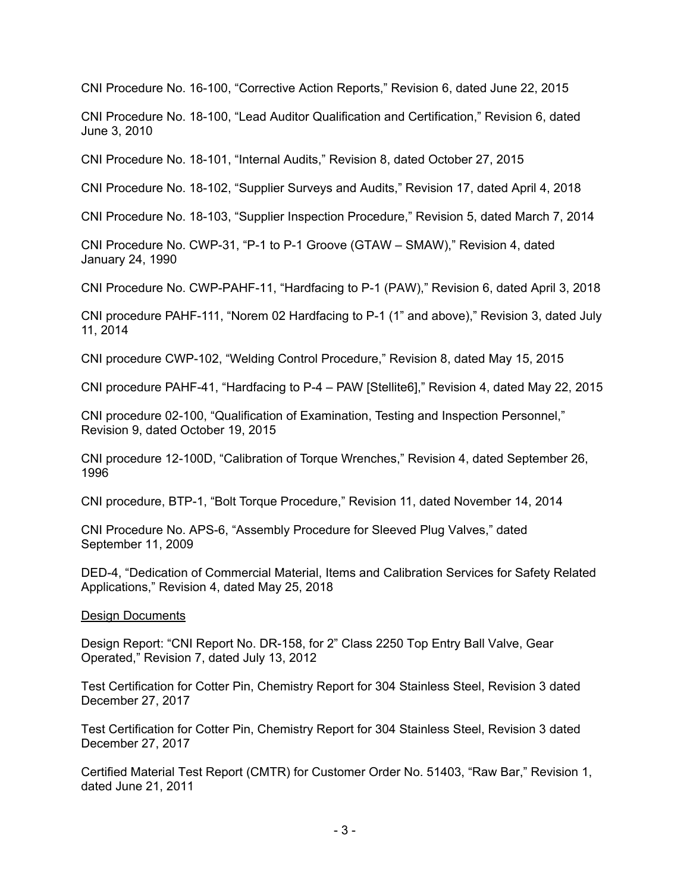CNI Procedure No. 16-100, “Corrective Action Reports,” Revision 6, dated June 22, 2015

CNI Procedure No. 18-100, “Lead Auditor Qualification and Certification,” Revision 6, dated June 3, 2010

CNI Procedure No. 18-101, “Internal Audits,” Revision 8, dated October 27, 2015

CNI Procedure No. 18-102, “Supplier Surveys and Audits,” Revision 17, dated April 4, 2018

CNI Procedure No. 18-103, “Supplier Inspection Procedure,” Revision 5, dated March 7, 2014

CNI Procedure No. CWP-31, “P-1 to P-1 Groove (GTAW – SMAW),” Revision 4, dated January 24, 1990

CNI Procedure No. CWP-PAHF-11, “Hardfacing to P-1 (PAW),” Revision 6, dated April 3, 2018

CNI procedure PAHF-111, “Norem 02 Hardfacing to P-1 (1” and above),” Revision 3, dated July 11, 2014

CNI procedure CWP-102, “Welding Control Procedure,” Revision 8, dated May 15, 2015

CNI procedure PAHF-41, “Hardfacing to P-4 – PAW [Stellite6],” Revision 4, dated May 22, 2015

CNI procedure 02-100, “Qualification of Examination, Testing and Inspection Personnel,” Revision 9, dated October 19, 2015

CNI procedure 12-100D, “Calibration of Torque Wrenches,” Revision 4, dated September 26, 1996

CNI procedure, BTP-1, “Bolt Torque Procedure,” Revision 11, dated November 14, 2014

CNI Procedure No. APS-6, “Assembly Procedure for Sleeved Plug Valves,” dated September 11, 2009

DED-4, “Dedication of Commercial Material, Items and Calibration Services for Safety Related Applications,” Revision 4, dated May 25, 2018

Design Documents

Design Report: “CNI Report No. DR-158, for 2” Class 2250 Top Entry Ball Valve, Gear Operated,” Revision 7, dated July 13, 2012

Test Certification for Cotter Pin, Chemistry Report for 304 Stainless Steel, Revision 3 dated December 27, 2017

Test Certification for Cotter Pin, Chemistry Report for 304 Stainless Steel, Revision 3 dated December 27, 2017

Certified Material Test Report (CMTR) for Customer Order No. 51403, “Raw Bar,” Revision 1, dated June 21, 2011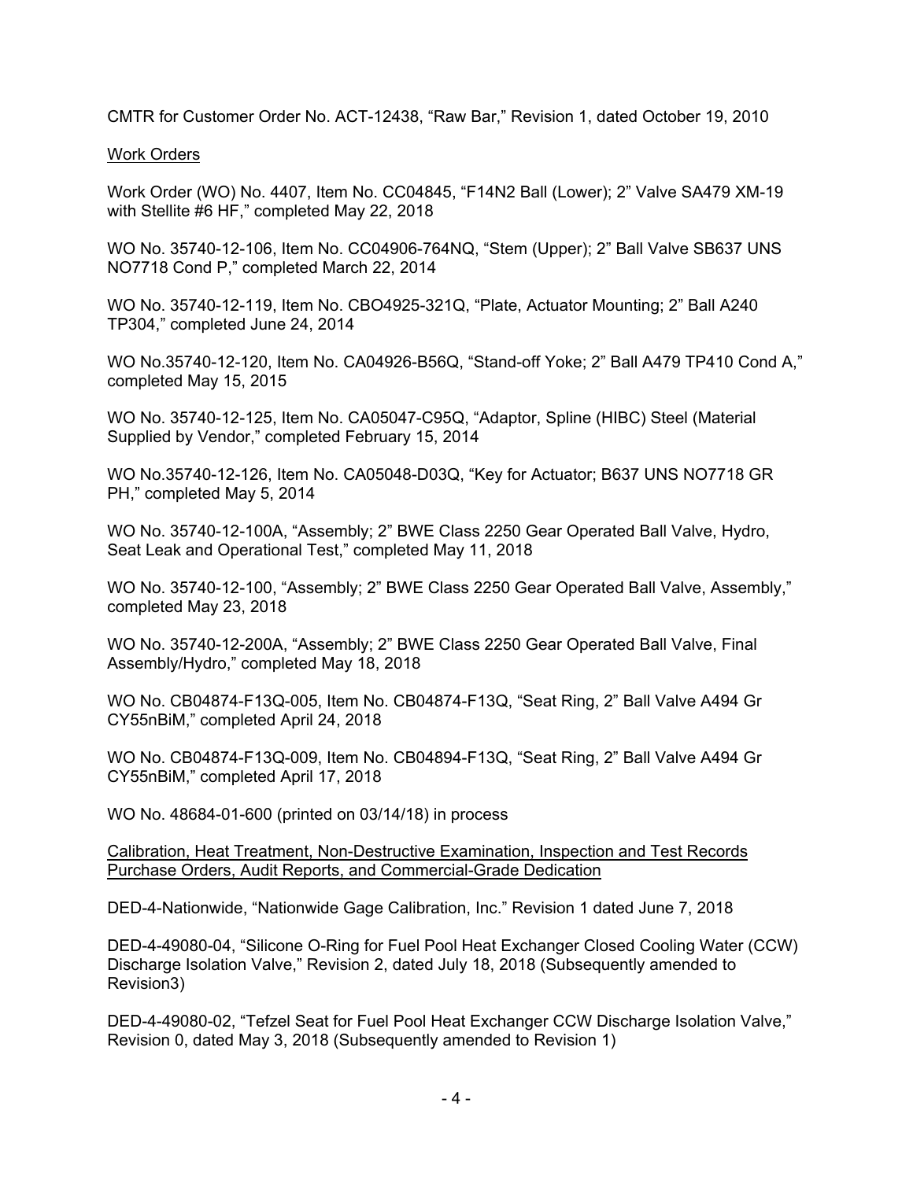CMTR for Customer Order No. ACT-12438, “Raw Bar,” Revision 1, dated October 19, 2010

Work Orders

Work Order (WO) No. 4407, Item No. CC04845, “F14N2 Ball (Lower); 2” Valve SA479 XM-19 with Stellite #6 HF,” completed May 22, 2018

WO No. 35740-12-106, Item No. CC04906-764NQ, “Stem (Upper); 2” Ball Valve SB637 UNS NO7718 Cond P,” completed March 22, 2014

WO No. 35740-12-119, Item No. CBO4925-321Q, “Plate, Actuator Mounting; 2” Ball A240 TP304,” completed June 24, 2014

WO No.35740-12-120, Item No. CA04926-B56Q, “Stand-off Yoke; 2” Ball A479 TP410 Cond A,” completed May 15, 2015

WO No. 35740-12-125, Item No. CA05047-C95Q, “Adaptor, Spline (HIBC) Steel (Material Supplied by Vendor,” completed February 15, 2014

WO No.35740-12-126, Item No. CA05048-D03Q, “Key for Actuator; B637 UNS NO7718 GR PH,” completed May 5, 2014

WO No. 35740-12-100A, “Assembly; 2” BWE Class 2250 Gear Operated Ball Valve, Hydro, Seat Leak and Operational Test,” completed May 11, 2018

WO No. 35740-12-100, “Assembly; 2” BWE Class 2250 Gear Operated Ball Valve, Assembly,” completed May 23, 2018

WO No. 35740-12-200A, “Assembly; 2” BWE Class 2250 Gear Operated Ball Valve, Final Assembly/Hydro,” completed May 18, 2018

WO No. CB04874-F13Q-005, Item No. CB04874-F13Q, “Seat Ring, 2” Ball Valve A494 Gr CY55nBiM,” completed April 24, 2018

WO No. CB04874-F13Q-009, Item No. CB04894-F13Q, “Seat Ring, 2” Ball Valve A494 Gr CY55nBiM,” completed April 17, 2018

WO No. 48684-01-600 (printed on 03/14/18) in process

Calibration, Heat Treatment, Non-Destructive Examination, Inspection and Test Records Purchase Orders, Audit Reports, and Commercial-Grade Dedication

DED-4-Nationwide, “Nationwide Gage Calibration, Inc.” Revision 1 dated June 7, 2018

DED-4-49080-04, “Silicone O-Ring for Fuel Pool Heat Exchanger Closed Cooling Water (CCW) Discharge Isolation Valve,” Revision 2, dated July 18, 2018 (Subsequently amended to Revision3)

DED-4-49080-02, “Tefzel Seat for Fuel Pool Heat Exchanger CCW Discharge Isolation Valve,” Revision 0, dated May 3, 2018 (Subsequently amended to Revision 1)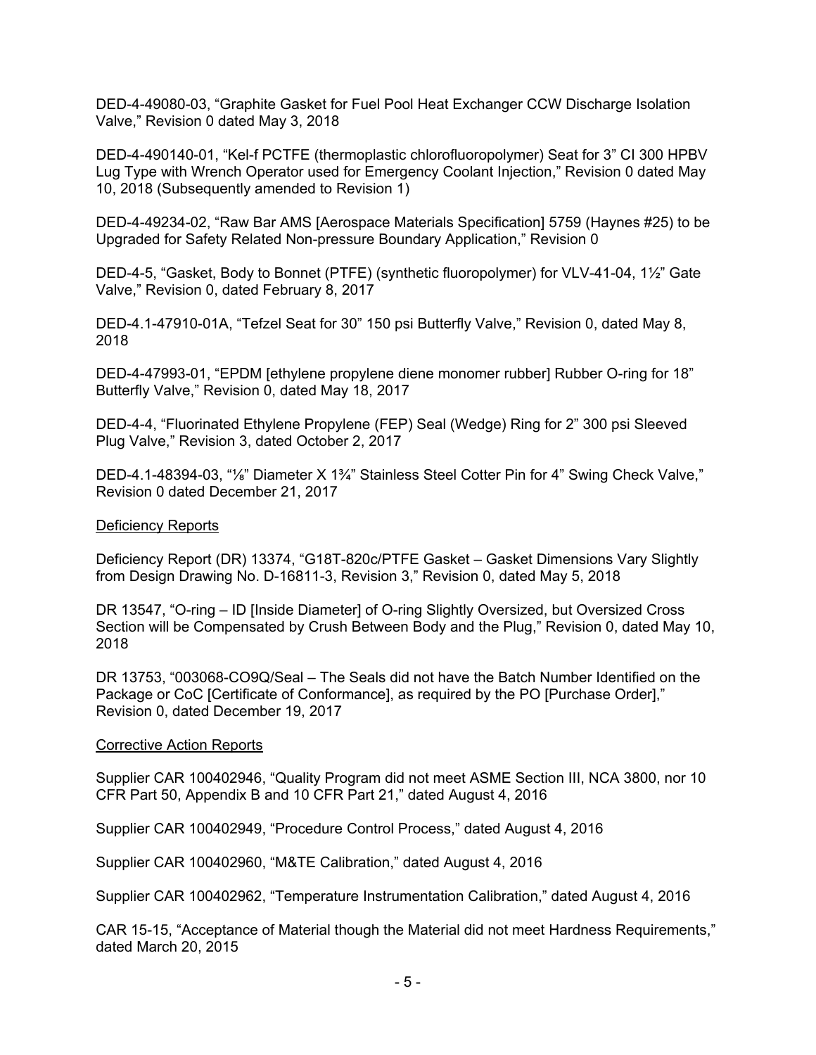DED-4-49080-03, “Graphite Gasket for Fuel Pool Heat Exchanger CCW Discharge Isolation Valve,” Revision 0 dated May 3, 2018

DED-4-490140-01, “Kel-f PCTFE (thermoplastic chlorofluoropolymer) Seat for 3” CI 300 HPBV Lug Type with Wrench Operator used for Emergency Coolant Injection,” Revision 0 dated May 10, 2018 (Subsequently amended to Revision 1)

DED-4-49234-02, “Raw Bar AMS [Aerospace Materials Specification] 5759 (Haynes #25) to be Upgraded for Safety Related Non-pressure Boundary Application,” Revision 0

DED-4-5, “Gasket, Body to Bonnet (PTFE) (synthetic fluoropolymer) for VLV-41-04, 1½” Gate Valve,” Revision 0, dated February 8, 2017

DED-4.1-47910-01A, “Tefzel Seat for 30” 150 psi Butterfly Valve,” Revision 0, dated May 8, 2018

DED-4-47993-01, “EPDM [ethylene propylene diene monomer rubber] Rubber O-ring for 18” Butterfly Valve,” Revision 0, dated May 18, 2017

DED-4-4, “Fluorinated Ethylene Propylene (FEP) Seal (Wedge) Ring for 2” 300 psi Sleeved Plug Valve,” Revision 3, dated October 2, 2017

DED-4.1-48394-03, “⅛” Diameter X 1¾” Stainless Steel Cotter Pin for 4” Swing Check Valve,” Revision 0 dated December 21, 2017

Deficiency Reports

Deficiency Report (DR) 13374, “G18T-820c/PTFE Gasket – Gasket Dimensions Vary Slightly from Design Drawing No. D-16811-3, Revision 3,” Revision 0, dated May 5, 2018

DR 13547, “O-ring – ID [Inside Diameter] of O-ring Slightly Oversized, but Oversized Cross Section will be Compensated by Crush Between Body and the Plug,” Revision 0, dated May 10, 2018

DR 13753, “003068-CO9Q/Seal – The Seals did not have the Batch Number Identified on the Package or CoC [Certificate of Conformance], as required by the PO [Purchase Order],” Revision 0, dated December 19, 2017

Corrective Action Reports

Supplier CAR 100402946, “Quality Program did not meet ASME Section III, NCA 3800, nor 10 CFR Part 50, Appendix B and 10 CFR Part 21,” dated August 4, 2016

Supplier CAR 100402949, “Procedure Control Process,” dated August 4, 2016

Supplier CAR 100402960, “M&TE Calibration,” dated August 4, 2016

Supplier CAR 100402962, “Temperature Instrumentation Calibration,” dated August 4, 2016

CAR 15-15, “Acceptance of Material though the Material did not meet Hardness Requirements,” dated March 20, 2015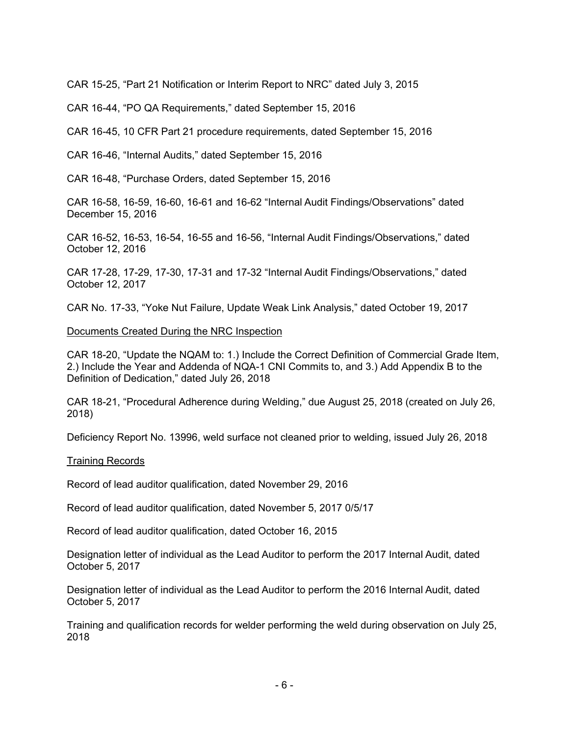CAR 15-25, "Part 21 Notification or Interim Report to NRC" dated July 3, 2015

CAR 16-44, "PO QA Requirements," dated September 15, 2016

CAR 16-45, 10 CFR Part 21 procedure requirements, dated September 15, 2016

CAR 16-46, "Internal Audits," dated September 15, 2016

CAR 16-48, "Purchase Orders, dated September 15, 2016

CAR 16-58, 16-59, 16-60, 16-61 and 16-62 "Internal Audit Findings/Observations" dated December 15, 2016

CAR 16-52, 16-53, 16-54, 16-55 and 16-56, "Internal Audit Findings/Observations," dated October 12, 2016

CAR 17-28, 17-29, 17-30, 17-31 and 17-32 "Internal Audit Findings/Observations," dated October 12, 2017

CAR No. 17-33, "Yoke Nut Failure, Update Weak Link Analysis," dated October 19, 2017

Documents Created During the NRC Inspection

CAR 18-20, "Update the NQAM to: 1.) Include the Correct Definition of Commercial Grade Item, 2.) Include the Year and Addenda of NQA-1 CNI Commits to, and 3.) Add Appendix B to the Definition of Dedication," dated July 26, 2018

CAR 18-21, "Procedural Adherence during Welding," due August 25, 2018 (created on July 26, 2018)

Deficiency Report No. 13996, weld surface not cleaned prior to welding, issued July 26, 2018

Training Records

Record of lead auditor qualification, dated November 29, 2016

Record of lead auditor qualification, dated November 5, 2017 0/5/17

Record of lead auditor qualification, dated October 16, 2015

Designation letter of individual as the Lead Auditor to perform the 2017 Internal Audit, dated October 5, 2017

Designation letter of individual as the Lead Auditor to perform the 2016 Internal Audit, dated October 5, 2017

Training and qualification records for welder performing the weld during observation on July 25, 2018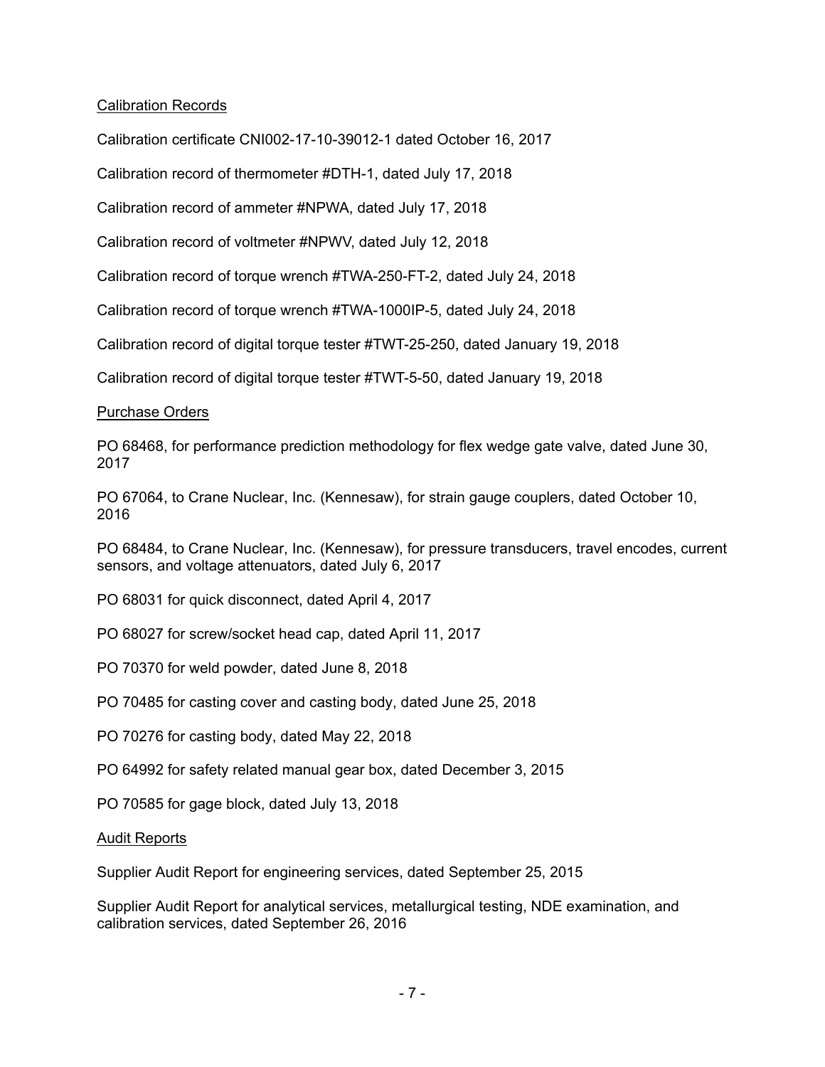Calibration Records

Calibration certificate CNI002-17-10-39012-1 dated October 16, 2017

Calibration record of thermometer #DTH-1, dated July 17, 2018

Calibration record of ammeter #NPWA, dated July 17, 2018

Calibration record of voltmeter #NPWV, dated July 12, 2018

Calibration record of torque wrench #TWA-250-FT-2, dated July 24, 2018

Calibration record of torque wrench #TWA-1000IP-5, dated July 24, 2018

Calibration record of digital torque tester #TWT-25-250, dated January 19, 2018

Calibration record of digital torque tester #TWT-5-50, dated January 19, 2018

Purchase Orders

PO 68468, for performance prediction methodology for flex wedge gate valve, dated June 30, 2017

PO 67064, to Crane Nuclear, Inc. (Kennesaw), for strain gauge couplers, dated October 10, 2016

PO 68484, to Crane Nuclear, Inc. (Kennesaw), for pressure transducers, travel encodes, current sensors, and voltage attenuators, dated July 6, 2017

PO 68031 for quick disconnect, dated April 4, 2017

PO 68027 for screw/socket head cap, dated April 11, 2017

PO 70370 for weld powder, dated June 8, 2018

PO 70485 for casting cover and casting body, dated June 25, 2018

PO 70276 for casting body, dated May 22, 2018

PO 64992 for safety related manual gear box, dated December 3, 2015

PO 70585 for gage block, dated July 13, 2018

Audit Reports

Supplier Audit Report for engineering services, dated September 25, 2015

Supplier Audit Report for analytical services, metallurgical testing, NDE examination, and calibration services, dated September 26, 2016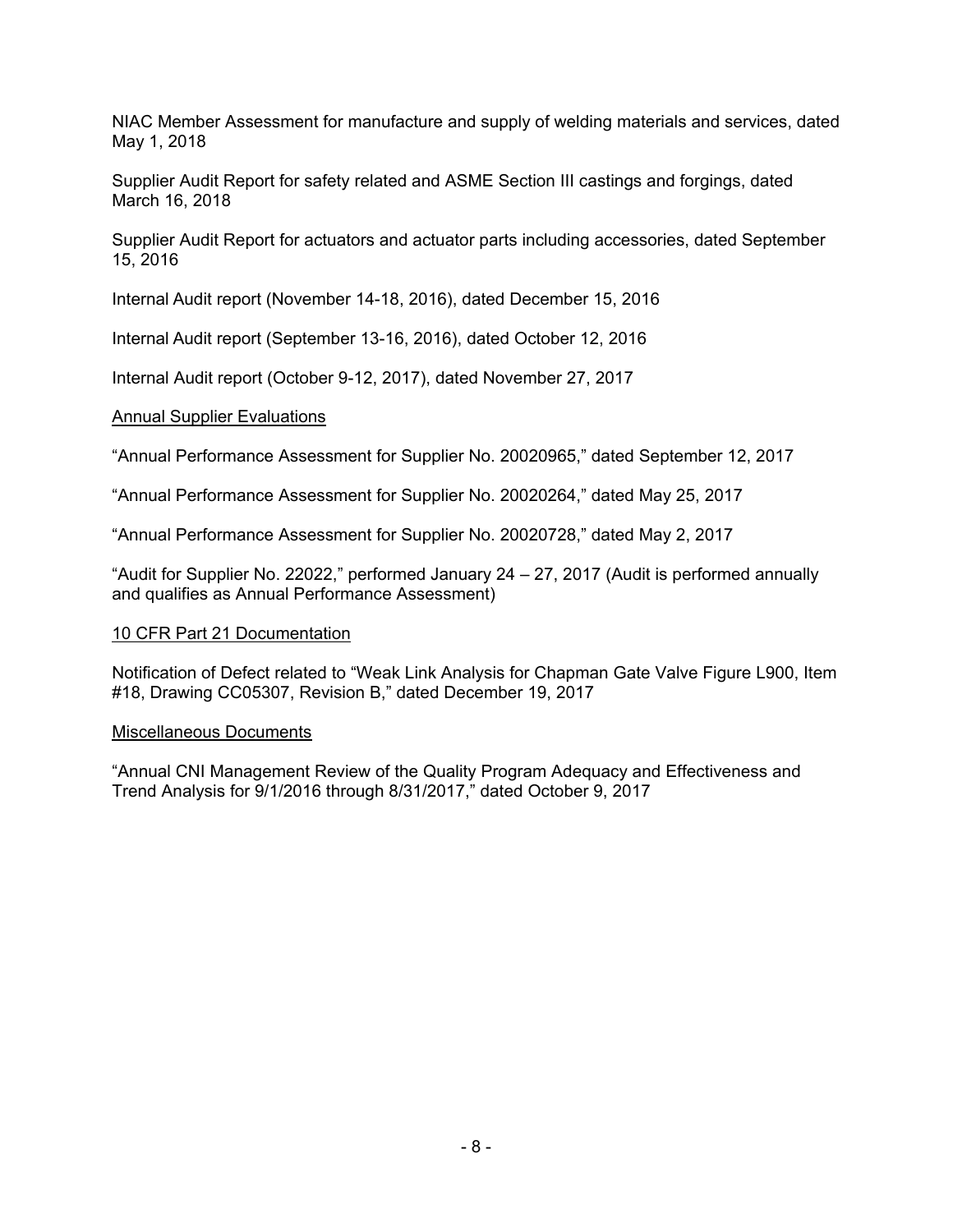NIAC Member Assessment for manufacture and supply of welding materials and services, dated May 1, 2018

Supplier Audit Report for safety related and ASME Section III castings and forgings, dated March 16, 2018

Supplier Audit Report for actuators and actuator parts including accessories, dated September 15, 2016

Internal Audit report (November 14-18, 2016), dated December 15, 2016

Internal Audit report (September 13-16, 2016), dated October 12, 2016

Internal Audit report (October 9-12, 2017), dated November 27, 2017

Annual Supplier Evaluations

"Annual Performance Assessment for Supplier No. 20020965," dated September 12, 2017

"Annual Performance Assessment for Supplier No. 20020264," dated May 25, 2017

"Annual Performance Assessment for Supplier No. 20020728," dated May 2, 2017

"Audit for Supplier No. 22022," performed January 24 – 27, 2017 (Audit is performed annually and qualifies as Annual Performance Assessment)

10 CFR Part 21 Documentation

Notification of Defect related to "Weak Link Analysis for Chapman Gate Valve Figure L900, Item #18, Drawing CC05307, Revision B," dated December 19, 2017

Miscellaneous Documents

"Annual CNI Management Review of the Quality Program Adequacy and Effectiveness and Trend Analysis for 9/1/2016 through 8/31/2017," dated October 9, 2017